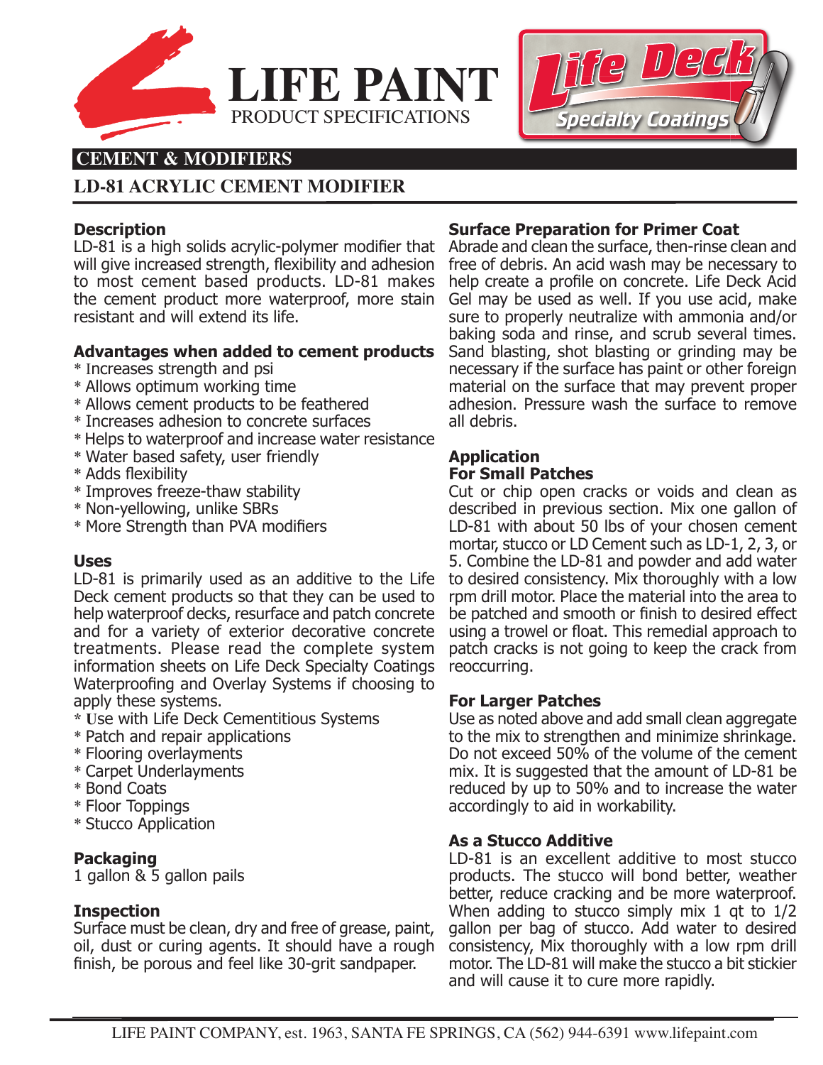# LIFE PAINT

PRODUCT SPECIFICATIONS

Life Deck Specialty Coatings

## CEMENT & MODIFIERS

## LD-81 ACRYLIC CEMENT MODIFIER

### Description

LD-81 is a high solids acrylic-polymer modifier that will give increased strength, flexibility and adhesion to most cement based products. LD-81 makes the cement product more waterproof, more stain resistant and will extend its life.

### Advantages when added to cement products

* Increases strength and psi
* Allows optimum working time
* Allows cement products to be feathered
* Increases adhesion to concrete surfaces
* Helps to waterproof and increase water resistance
* Water based safety, user friendly
* Adds flexibility
* Improves freeze-thaw stability
* Non-yellowing, unlike SBRs
* More Strength than PVA modifiers

### Uses

LD-81 is primarily used as an additive to the Life Deck cement products so that they can be used to help waterproof decks, resurface and patch concrete and for a variety of exterior decorative concrete treatments. Please read the complete system information sheets on Life Deck Specialty Coatings Waterproofing and Overlay Systems if choosing to apply these systems.

* Use with Life Deck Cementitious Systems
* Patch and repair applications
* Flooring overlayments
* Carpet Underlayments
* Bond Coats
* Floor Toppings
* Stucco Application

### Packaging

1 gallon & 5 gallon pails

### Inspection

Surface must be clean, dry and free of grease, paint, oil, dust or curing agents. It should have a rough finish, be porous and feel like 30-grit sandpaper.

### Surface Preparation for Primer Coat

Abrade and clean the surface, then-rinse clean and free of debris. An acid wash may be necessary to help create a profile on concrete. Life Deck Acid Gel may be used as well. If you use acid, make sure to properly neutralize with ammonia and/or baking soda and rinse, and scrub several times. Sand blasting, shot blasting or grinding may be necessary if the surface has paint or other foreign material on the surface that may prevent proper adhesion. Pressure wash the surface to remove all debris.

### Application

#### For Small Patches

Cut or chip open cracks or voids and clean as described in previous section. Mix one gallon of LD-81 with about 50 lbs of your chosen cement mortar, stucco or LD Cement such as LD-1, 2, 3, or 5. Combine the LD-81 and powder and add water to desired consistency. Mix thoroughly with a low rpm drill motor. Place the material into the area to be patched and smooth or finish to desired effect using a trowel or float. This remedial approach to patch cracks is not going to keep the crack from reoccurring.

#### For Larger Patches

Use as noted above and add small clean aggregate to the mix to strengthen and minimize shrinkage. Do not exceed 50% of the volume of the cement mix. It is suggested that the amount of LD-81 be reduced by up to 50% and to increase the water accordingly to aid in workability.

#### As a Stucco Additive

LD-81 is an excellent additive to most stucco products. The stucco will bond better, weather better, reduce cracking and be more waterproof. When adding to stucco simply mix 1 qt to 1/2 gallon per bag of stucco. Add water to desired consistency, Mix thoroughly with a low rpm drill motor. The LD-81 will make the stucco a bit stickier and will cause it to cure more rapidly.

LIFE PAINT COMPANY, est. 1963, SANTA FE SPRINGS, CA (562) 944-6391 www.lifepaint.com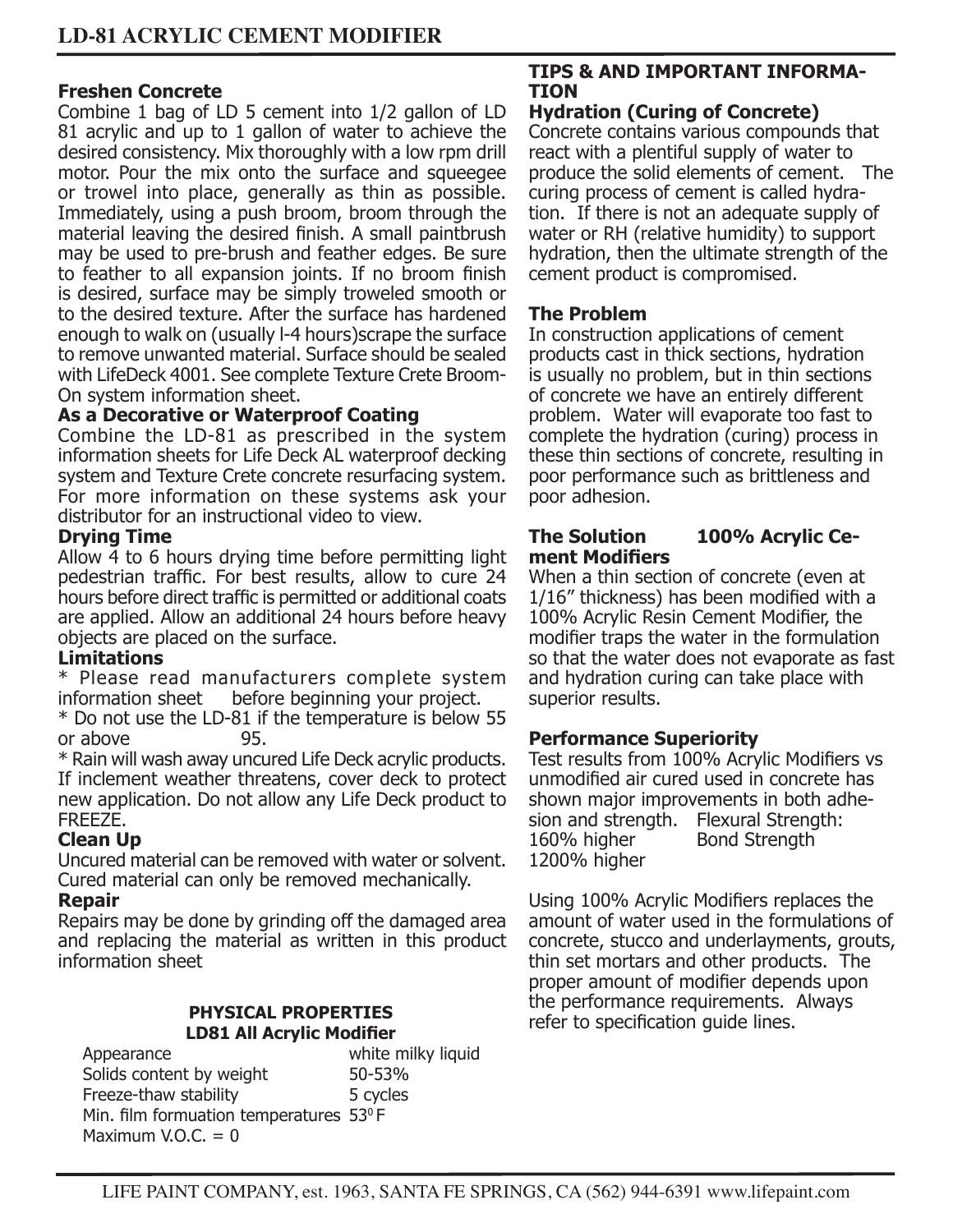# LD-81 ACRYLIC CEMENT MODIFIER

**Freshen Concrete**

Combine 1 bag of LD 5 cement into 1/2 gallon of LD 81 acrylic and up to 1 gallon of water to achieve the desired consistency. Mix thoroughly with a low rpm drill motor. Pour the mix onto the surface and squeegee or trowel into place, generally as thin as possible. Immediately, using a push broom, broom through the material leaving the desired finish. A small paintbrush may be used to pre-brush and feather edges. Be sure to feather to all expansion joints. If no broom finish is desired, surface may be simply troweled smooth or to the desired texture. After the surface has hardened enough to walk on (usually l-4 hours)scrape the surface to remove unwanted material. Surface should be sealed with LifeDeck 4001. See complete Texture Crete Broom-On system information sheet.

**As a Decorative or Waterproof Coating**

Combine the LD-81 as prescribed in the system information sheets for Life Deck AL waterproof decking system and Texture Crete concrete resurfacing system. For more information on these systems ask your distributor for an instructional video to view.

**Drying Time**

Allow 4 to 6 hours drying time before permitting light pedestrian traffic. For best results, allow to cure 24 hours before direct traffic is permitted or additional coats are applied. Allow an additional 24 hours before heavy objects are placed on the surface.

**Limitations**

* Please read manufacturers complete system information sheet before beginning your project.
* Do not use the LD-81 if the temperature is below 55 or above 95.
* Rain will wash away uncured Life Deck acrylic products. If inclement weather threatens, cover deck to protect new application. Do not allow any Life Deck product to FREEZE.

**Clean Up**

Uncured material can be removed with water or solvent. Cured material can only be removed mechanically.

**Repair**

Repairs may be done by grinding off the damaged area and replacing the material as written in this product information sheet

**PHYSICAL PROPERTIES**
**LD81 All Acrylic Modifier**

| | |
|---|---|
| Appearance | white milky liquid |
| Solids content by weight | 50-53% |
| Freeze-thaw stability | 5 cycles |
| Min. film formuation temperatures | $53^0$ F |
| Maximum V.O.C. = 0 | |

**TIPS & AND IMPORTANT INFORMATION**

**Hydration (Curing of Concrete)**

Concrete contains various compounds that react with a plentiful supply of water to produce the solid elements of cement. The curing process of cement is called hydration. If there is not an adequate supply of water or RH (relative humidity) to support hydration, then the ultimate strength of the cement product is compromised.

**The Problem**

In construction applications of cement products cast in thick sections, hydration is usually no problem, but in thin sections of concrete we have an entirely different problem. Water will evaporate too fast to complete the hydration (curing) process in these thin sections of concrete, resulting in poor performance such as brittleness and poor adhesion.

**The Solution 100% Acrylic Cement Modifiers**

When a thin section of concrete (even at 1/16" thickness) has been modified with a 100% Acrylic Resin Cement Modifier, the modifier traps the water in the formulation so that the water does not evaporate as fast and hydration curing can take place with superior results.

**Performance Superiority**

Test results from 100% Acrylic Modifiers vs unmodified air cured used in concrete has shown major improvements in both adhesion and strength. Flexural Strength: 160% higher Bond Strength 1200% higher

Using 100% Acrylic Modifiers replaces the amount of water used in the formulations of concrete, stucco and underlayments, grouts, thin set mortars and other products. The proper amount of modifier depends upon the performance requirements. Always refer to specification guide lines.